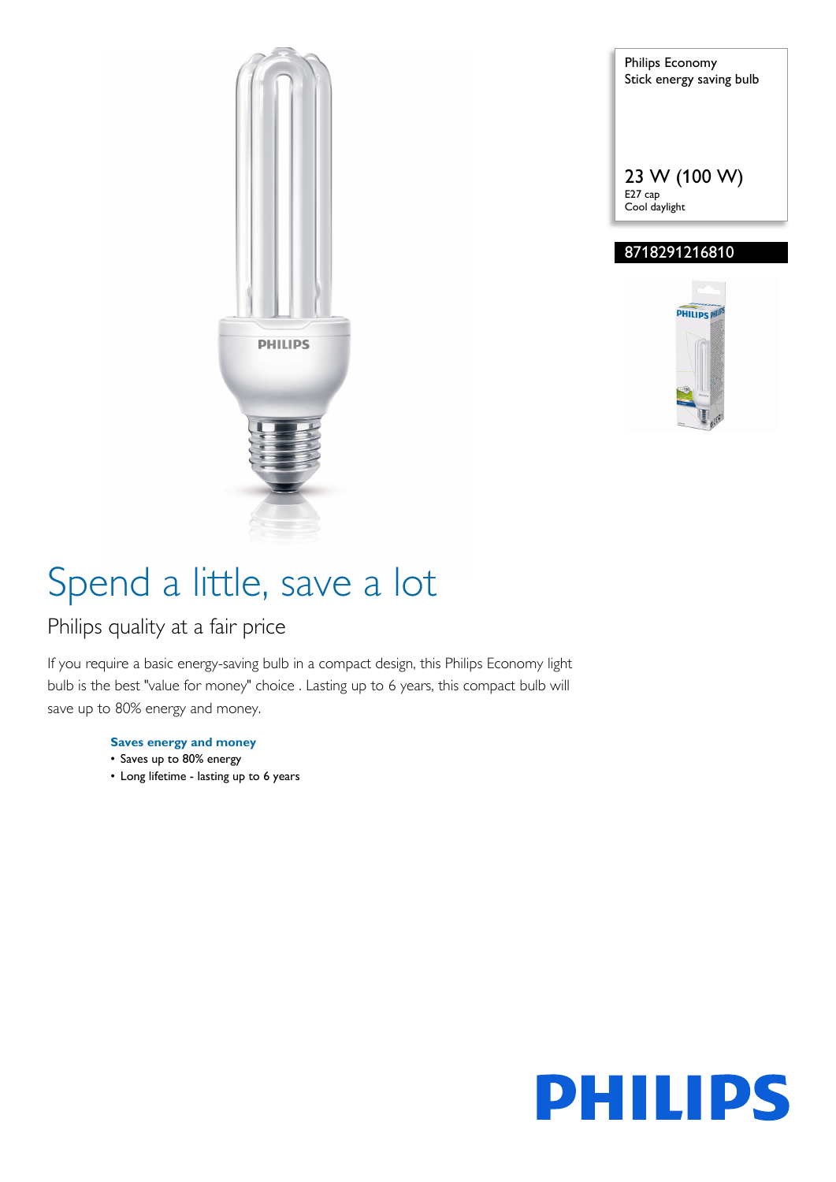Philips Economy
Stick energy saving bulb

23 W (100 W)
E27 cap
Cool daylight

8718291216810

# Spend a little, save a lot

## Philips quality at a fair price

If you require a basic energy-saving bulb in a compact design, this Philips Economy light bulb is the best "value for money" choice . Lasting up to 6 years, this compact bulb will save up to 80% energy and money.

**Saves energy and money**

- Saves up to 80% energy
- Long lifetime - lasting up to 6 years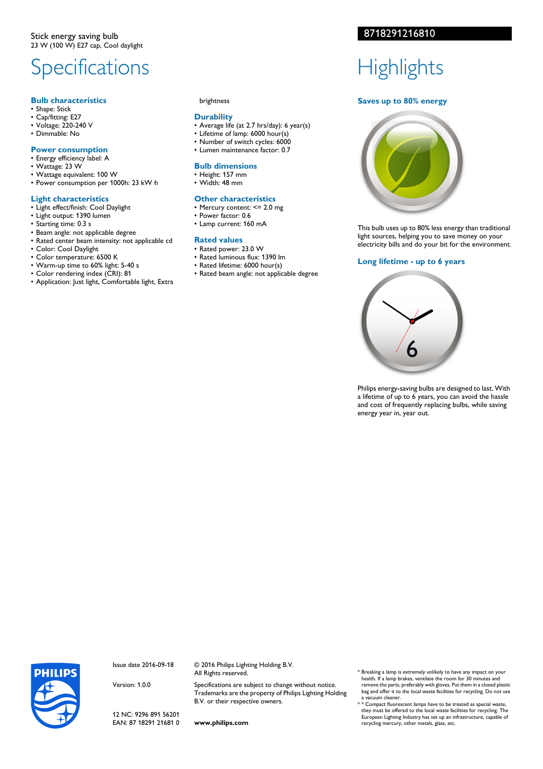Stick energy saving bulb
23 W (100 W) E27 cap, Cool daylight

8718291216810

# Specifications

### Bulb characteristics

- Shape: Stick
- Cap/fitting: E27
- Voltage: 220-240 V
- Dimmable: No

### Power consumption

- Energy efficiency label: A
- Wattage: 23 W
- Wattage equivalent: 100 W
- Power consumption per 1000h: 23 kW h

### Light characteristics

- Light effect/finish: Cool Daylight
- Light output: 1390 lumen
- Starting time: 0.3 s
- Beam angle: not applicable degree
- Rated center beam intensity: not applicable cd
- Color: Cool Daylight
- Color temperature: 6500 K
- Warm-up time to 60% light: 5-40 s
- Color rendering index (CRI): 81
- Application: Just light, Comfortable light, Extra brightness

### Durability

- Average life (at 2.7 hrs/day): 6 year(s)
- Lifetime of lamp: 6000 hour(s)
- Number of switch cycles: 6000
- Lumen maintenance factor: 0.7

### Bulb dimensions

- Height: 157 mm
- Width: 48 mm

### Other characteristics

- Mercury content: <= 2.0 mg
- Power factor: 0.6
- Lamp current: 160 mA

### Rated values

- Rated power: 23.0 W
- Rated luminous flux: 1390 lm
- Rated lifetime: 6000 hour(s)
- Rated beam angle: not applicable degree

# Highlights

### Saves up to 80% energy

This bulb uses up to 80% less energy than traditional light sources, helping you to save money on your electricity bills and do your bit for the environment.

### Long lifetime - up to 6 years

Philips energy-saving bulbs are designed to last. With a lifetime of up to 6 years, you can avoid the hassle and cost of frequently replacing bulbs, while saving energy year in, year out.

Issue date 2016-09-18

Version: 1.0.0

12 NC: 9296 891 56201
EAN: 87 18291 21681 0

© 2016 Philips Lighting Holding B.V.
All Rights reserved.

Specifications are subject to change without notice. Trademarks are the property of Philips Lighting Holding B.V. or their respective owners.

**www.philips.com**

* Breaking a lamp is extremely unlikely to have any impact on your health. If a lamp brakes, ventilate the room for 30 minutes and remove the parts, preferably with gloves. Put them in a closed plastic bag and offer it to the local waste facilities for recycling. Do not use a vacuum cleaner.

* * Compact fluorescent lamps have to be treated as special waste, they must be offered to the local waste facilities for recycling. The European Lighting Industry has set up an infrastructure, capable of recycling mercury, other metals, glass, etc.